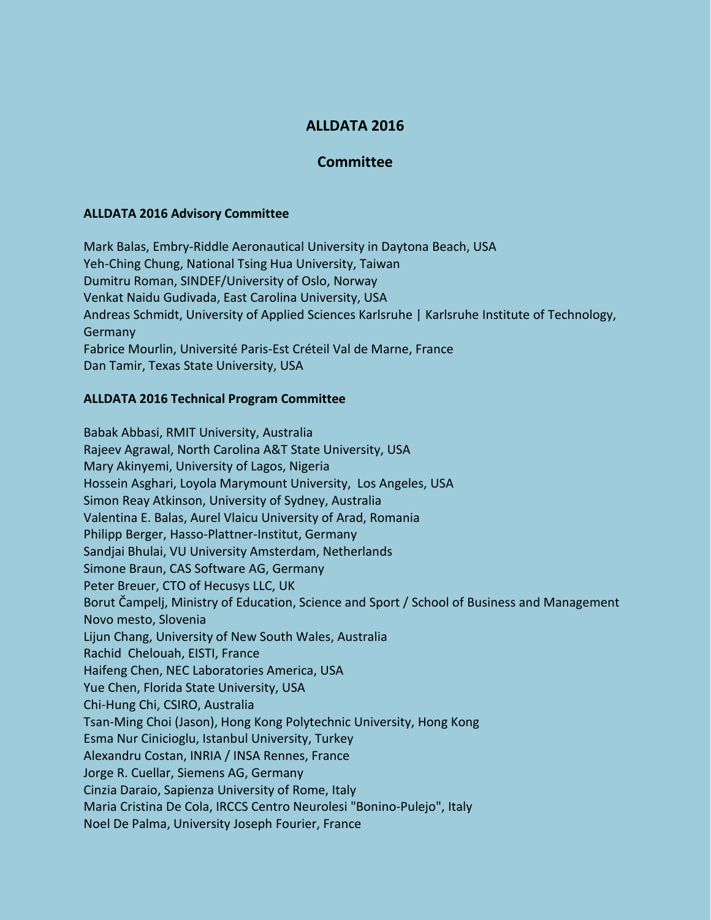# ALLDATA 2016

## Committee

### ALLDATA 2016 Advisory Committee

Mark Balas, Embry-Riddle Aeronautical University in Daytona Beach, USA
Yeh-Ching Chung, National Tsing Hua University, Taiwan
Dumitru Roman, SINDEF/University of Oslo, Norway
Venkat Naidu Gudivada, East Carolina University, USA
Andreas Schmidt, University of Applied Sciences Karlsruhe | Karlsruhe Institute of Technology, Germany
Fabrice Mourlin, Université Paris-Est Créteil Val de Marne, France
Dan Tamir, Texas State University, USA

### ALLDATA 2016 Technical Program Committee

Babak Abbasi, RMIT University, Australia
Rajeev Agrawal, North Carolina A&T State University, USA
Mary Akinyemi, University of Lagos, Nigeria
Hossein Asghari, Loyola Marymount University, Los Angeles, USA
Simon Reay Atkinson, University of Sydney, Australia
Valentina E. Balas, Aurel Vlaicu University of Arad, Romania
Philipp Berger, Hasso-Plattner-Institut, Germany
Sandjai Bhulai, VU University Amsterdam, Netherlands
Simone Braun, CAS Software AG, Germany
Peter Breuer, CTO of Hecusys LLC, UK
Borut Čampelj, Ministry of Education, Science and Sport / School of Business and Management Novo mesto, Slovenia
Lijun Chang, University of New South Wales, Australia
Rachid Chelouah, EISTI, France
Haifeng Chen, NEC Laboratories America, USA
Yue Chen, Florida State University, USA
Chi-Hung Chi, CSIRO, Australia
Tsan-Ming Choi (Jason), Hong Kong Polytechnic University, Hong Kong
Esma Nur Cinicioglu, Istanbul University, Turkey
Alexandru Costan, INRIA / INSA Rennes, France
Jorge R. Cuellar, Siemens AG, Germany
Cinzia Daraio, Sapienza University of Rome, Italy
Maria Cristina De Cola, IRCCS Centro Neurolesi "Bonino-Pulejo", Italy
Noel De Palma, University Joseph Fourier, France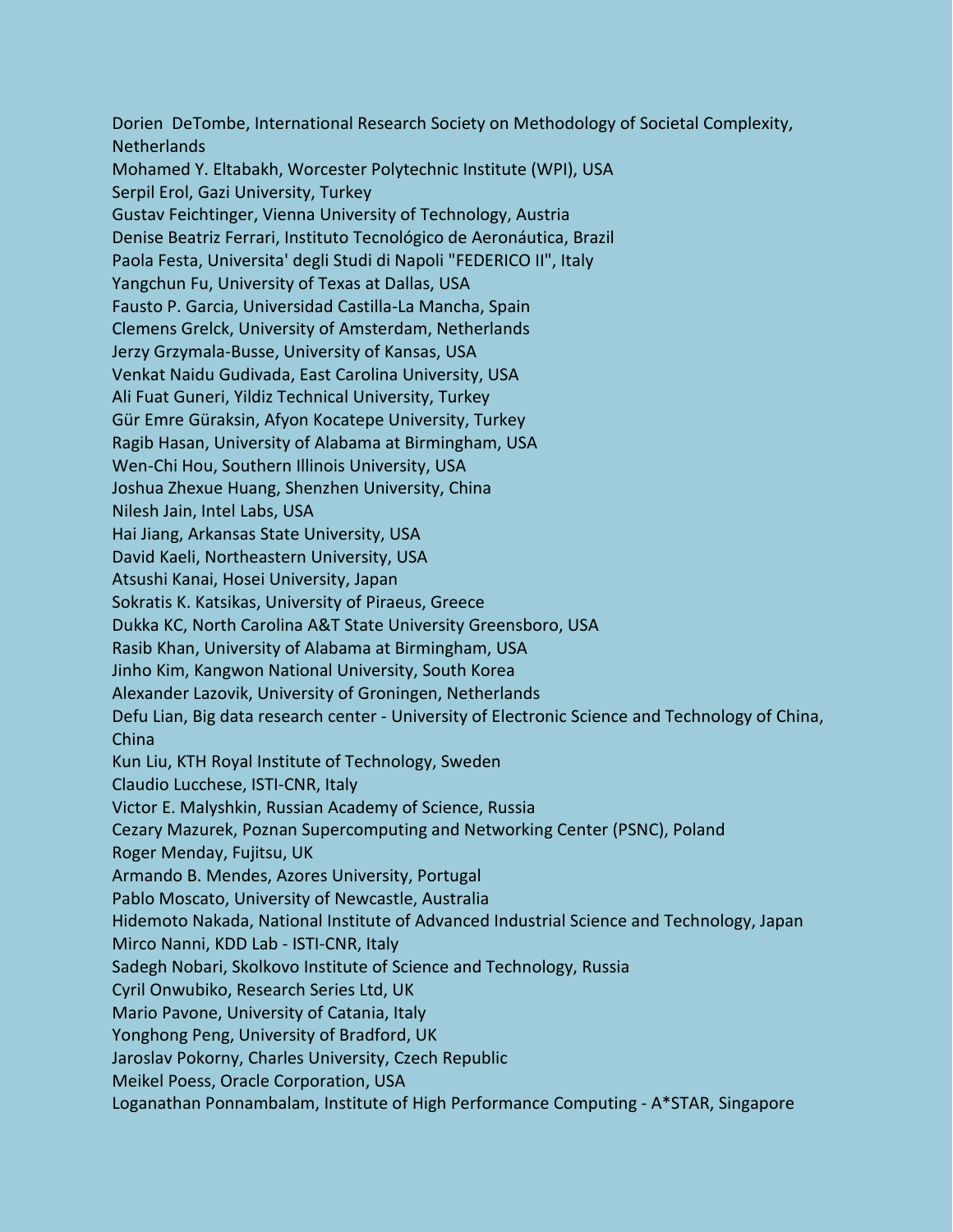Dorien  DeTombe, International Research Society on Methodology of Societal Complexity, Netherlands
Mohamed Y. Eltabakh, Worcester Polytechnic Institute (WPI), USA
Serpil Erol, Gazi University, Turkey
Gustav Feichtinger, Vienna University of Technology, Austria
Denise Beatriz Ferrari, Instituto Tecnológico de Aeronáutica, Brazil
Paola Festa, Universita' degli Studi di Napoli "FEDERICO II", Italy
Yangchun Fu, University of Texas at Dallas, USA
Fausto P. Garcia, Universidad Castilla-La Mancha, Spain
Clemens Grelck, University of Amsterdam, Netherlands
Jerzy Grzymala-Busse, University of Kansas, USA
Venkat Naidu Gudivada, East Carolina University, USA
Ali Fuat Guneri, Yildiz Technical University, Turkey
Gür Emre Güraksin, Afyon Kocatepe University, Turkey
Ragib Hasan, University of Alabama at Birmingham, USA
Wen-Chi Hou, Southern Illinois University, USA
Joshua Zhexue Huang, Shenzhen University, China
Nilesh Jain, Intel Labs, USA
Hai Jiang, Arkansas State University, USA
David Kaeli, Northeastern University, USA
Atsushi Kanai, Hosei University, Japan
Sokratis K. Katsikas, University of Piraeus, Greece
Dukka KC, North Carolina A&T State University Greensboro, USA
Rasib Khan, University of Alabama at Birmingham, USA
Jinho Kim, Kangwon National University, South Korea
Alexander Lazovik, University of Groningen, Netherlands
Defu Lian, Big data research center - University of Electronic Science and Technology of China, China
Kun Liu, KTH Royal Institute of Technology, Sweden
Claudio Lucchese, ISTI-CNR, Italy
Victor E. Malyshkin, Russian Academy of Science, Russia
Cezary Mazurek, Poznan Supercomputing and Networking Center (PSNC), Poland
Roger Menday, Fujitsu, UK
Armando B. Mendes, Azores University, Portugal
Pablo Moscato, University of Newcastle, Australia
Hidemoto Nakada, National Institute of Advanced Industrial Science and Technology, Japan
Mirco Nanni, KDD Lab - ISTI-CNR, Italy
Sadegh Nobari, Skolkovo Institute of Science and Technology, Russia
Cyril Onwubiko, Research Series Ltd, UK
Mario Pavone, University of Catania, Italy
Yonghong Peng, University of Bradford, UK
Jaroslav Pokorny, Charles University, Czech Republic
Meikel Poess, Oracle Corporation, USA
Loganathan Ponnambalam, Institute of High Performance Computing - A*STAR, Singapore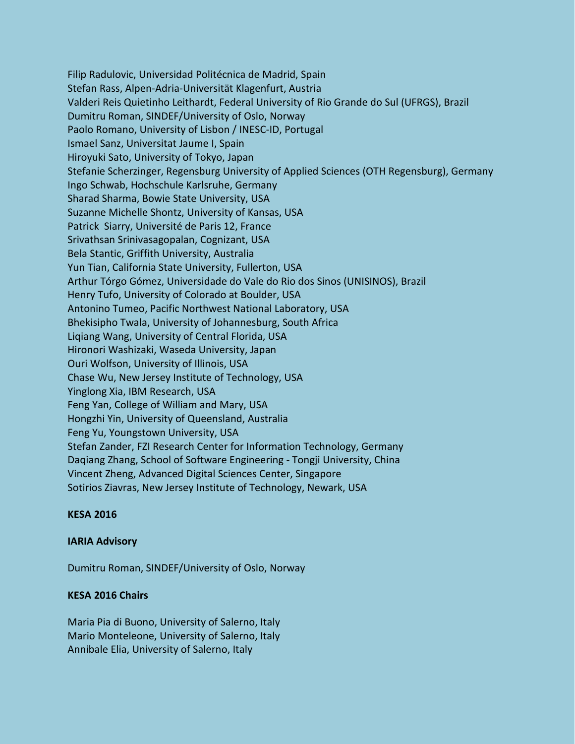Filip Radulovic, Universidad Politécnica de Madrid, Spain
Stefan Rass, Alpen-Adria-Universität Klagenfurt, Austria
Valderi Reis Quietinho Leithardt, Federal University of Rio Grande do Sul (UFRGS), Brazil
Dumitru Roman, SINDEF/University of Oslo, Norway
Paolo Romano, University of Lisbon / INESC-ID, Portugal
Ismael Sanz, Universitat Jaume I, Spain
Hiroyuki Sato, University of Tokyo, Japan
Stefanie Scherzinger, Regensburg University of Applied Sciences (OTH Regensburg), Germany
Ingo Schwab, Hochschule Karlsruhe, Germany
Sharad Sharma, Bowie State University, USA
Suzanne Michelle Shontz, University of Kansas, USA
Patrick Siarry, Université de Paris 12, France
Srivathsan Srinivasagopalan, Cognizant, USA
Bela Stantic, Griffith University, Australia
Yun Tian, California State University, Fullerton, USA
Arthur Tórgo Gómez, Universidade do Vale do Rio dos Sinos (UNISINOS), Brazil
Henry Tufo, University of Colorado at Boulder, USA
Antonino Tumeo, Pacific Northwest National Laboratory, USA
Bhekisipho Twala, University of Johannesburg, South Africa
Liqiang Wang, University of Central Florida, USA
Hironori Washizaki, Waseda University, Japan
Ouri Wolfson, University of Illinois, USA
Chase Wu, New Jersey Institute of Technology, USA
Yinglong Xia, IBM Research, USA
Feng Yan, College of William and Mary, USA
Hongzhi Yin, University of Queensland, Australia
Feng Yu, Youngstown University, USA
Stefan Zander, FZI Research Center for Information Technology, Germany
Daqiang Zhang, School of Software Engineering - Tongji University, China
Vincent Zheng, Advanced Digital Sciences Center, Singapore
Sotirios Ziavras, New Jersey Institute of Technology, Newark, USA

**KESA 2016**

**IARIA Advisory**

Dumitru Roman, SINDEF/University of Oslo, Norway

**KESA 2016 Chairs**

Maria Pia di Buono, University of Salerno, Italy
Mario Monteleone, University of Salerno, Italy
Annibale Elia, University of Salerno, Italy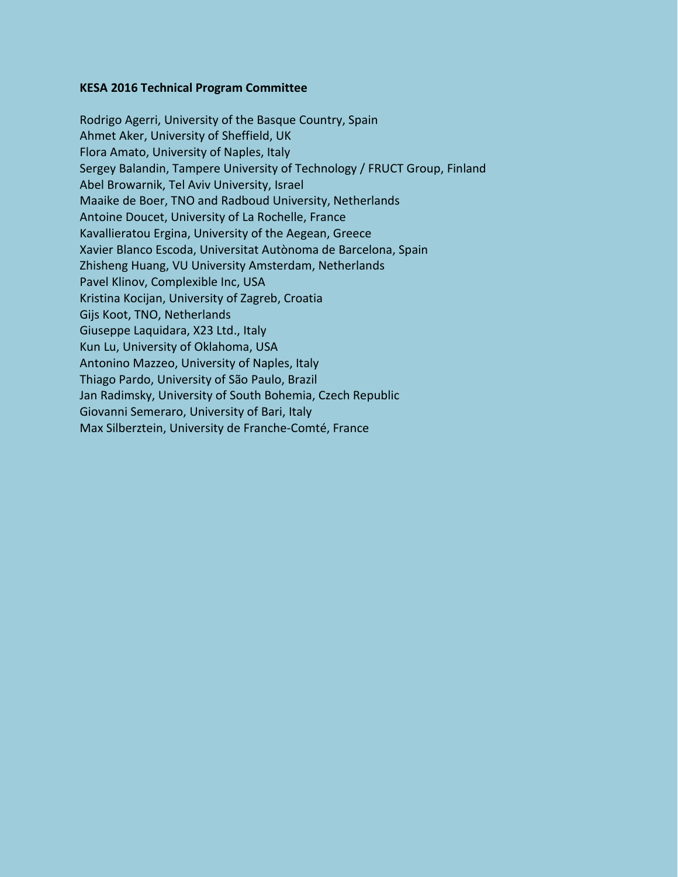**KESA 2016 Technical Program Committee**

Rodrigo Agerri, University of the Basque Country, Spain
Ahmet Aker, University of Sheffield, UK
Flora Amato, University of Naples, Italy
Sergey Balandin, Tampere University of Technology / FRUCT Group, Finland
Abel Browarnik, Tel Aviv University, Israel
Maaike de Boer, TNO and Radboud University, Netherlands
Antoine Doucet, University of La Rochelle, France
Kavallieratou Ergina, University of the Aegean, Greece
Xavier Blanco Escoda, Universitat Autònoma de Barcelona, Spain
Zhisheng Huang, VU University Amsterdam, Netherlands
Pavel Klinov, Complexible Inc, USA
Kristina Kocijan, University of Zagreb, Croatia
Gijs Koot, TNO, Netherlands
Giuseppe Laquidara, X23 Ltd., Italy
Kun Lu, University of Oklahoma, USA
Antonino Mazzeo, University of Naples, Italy
Thiago Pardo, University of São Paulo, Brazil
Jan Radimsky, University of South Bohemia, Czech Republic
Giovanni Semeraro, University of Bari, Italy
Max Silberztein, University de Franche-Comté, France